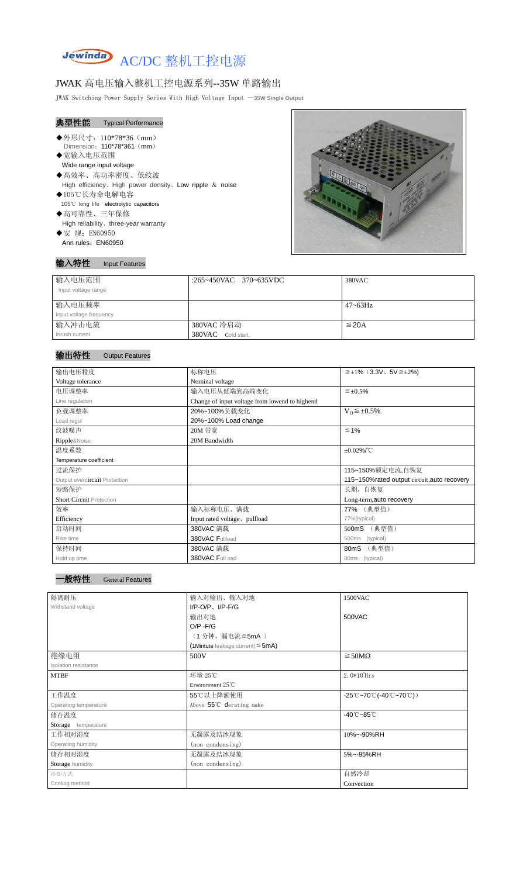# AC/DC 整机工控电源

## JWAK 高电压输入整机工控电源系列--35W 单路输出

JWAK Switching Power Supply Series With High Voltage Input --35W Single Output

### 典型性能 Typical Performance

- ◆外形尺寸：110*78*36（mm）
  Dimension：110*78*361（mm）
- ◆宽输入电压范围
  Wide range input voltage
- ◆高效率、高功率密度、低纹波
  High efficiency、High power density、Low ripple ＆ noise
- ◆105℃长寿命电解电容
  105℃ long life electrolytic capacitors
- ◆高可靠性、三年保修
  High reliability、three-year warranty
- ◆安 规：EN60950
  Ann rules：EN60950

### 输入特性 Input Features

| 输入电压范围 Input voltage range | :265~450VAC 370~635VDC | 380VAC |
|---|---|---|
| 输入电压频率 Input voltage frequency | | 47~63Hz |
| 输入冲击电流 Inrush current | 380VAC 冷启动 380VAC Cold start, | ≦20A |

### 输出特性 Output Features

| 输出电压精度 Voltage tolerance | 标称电压 Nominal voltage | ≦±1%（3.3V、5V≦±2%) |
|---|---|---|
| 电压调整率 Line regulation | 输入电压从低端到高端变化 Change of input voltage from lowend to highend | ≦±0.5% |
| 负载调整率 Load regul | 20%~100%负载变化 20%~100% Load change | $V_O$≦±0.5% |
| 纹波噪声 Ripple&Noise | 20M 带宽 20M Bandwidth | ≦1% |
| 温度系数 Temperature coefficient | | ±0.02%/℃ |
| 过流保护 Output overcircuit Protection | | 115~150%额定电流,自恢复 115~150%rated output circuit,auto recovery |
| 短路保护 Short Circuit Protection | | 长期，自恢复 Long-term,auto recovery |
| 效率 Efficiency | 输入标称电压、满载 Input rated voltage、pullload | 77% （典型值） 77%(typical) |
| 启动时间 Rise time | 380VAC 满载 380VAC Fullload | 500mS （典型值） 500ms (typical) |
| 保持时间 Hold up time | 380VAC 满载 380VAC Full oad | 80mS （典型值） 80ms (typical) |

### 一般特性 General Features

| 隔离耐压 Withstand voltage | 输入对输出、输入对地 I/P-O/P、I/P-F/G | 1500VAC |
|---|---|---|
| | 输出对地 O/P -F/G | 500VAC |
| | （1 分钟，漏电流≦5mA ） (1Mintute leakage current)≦5mA) | |
| 绝缘电阻 Isolation resistance | 500V | ≧50MΩ |
| MTBF | 环境 25℃ Environment 25℃ | $2.0*10^5$Hrs |
| 工作温度 Operating temperature | 55℃以上降额使用 Above 55℃ derating make | -25℃~70℃(-40℃~70℃)） |
| 储存温度 Storage temperature | | -40℃~85℃ |
| 工作相对湿度 Operating humidity | 无凝露及结冰现象 (non condensing) | 10%~-90%RH |
| 储存相对湿度 Storage humidity | 无凝露及结冰现象 (non condensing) | 5%~-95%RH |
| 冷却方式 Cooling method | | 自然冷却 Convection |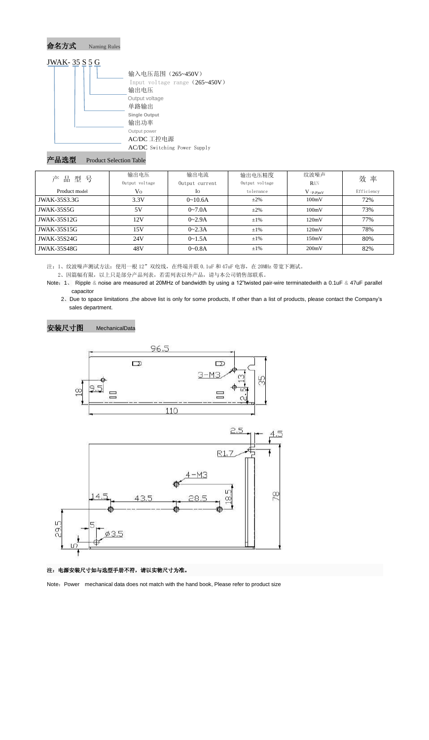## 命名方式 Naming Rules

JWAK- 35 S 5 G

- 输入电压范围（265~450V） Input voltage range（265~450V）
- 输出电压 Output voltage
- 单路输出 Single Output
- 输出功率 Output power
- AC/DC 工控电源 AC/DC Switching Power Supply

## 产品选型 Product Selection Table

| 产 品 型 号<br>Product model | 输出电压<br>Output voltage<br>Vo | 输出电流<br>Output current<br>Io | 输出电压精度<br>Output voltage<br>tolerance | 纹波噪声<br>R&N<br>V (P-P)mV | 效 率<br>Efficiency |
|---|---|---|---|---|---|
| JWAK-35S3.3G | 3.3V | 0~10.6A | ±2% | 100mV | 72% |
| JWAK-35S5G | 5V | 0~7.0A | ±2% | 100mV | 73% |
| JWAK-35S12G | 12V | 0~2.9A | ±1% | 120mV | 77% |
| JWAK-35S15G | 15V | 0~2.3A | ±1% | 120mV | 78% |
| JWAK-35S24G | 24V | 0~1.5A | ±1% | 150mV | 80% |
| JWAK-35S48G | 48V | 0~0.8A | ±1% | 200mV | 82% |

注：1、纹波噪声测试方法：使用一根 12”双绞线，在终端并联 0.1uF 和 47uF 电容，在 20MHz 带宽下测试。
2、因篇幅有限，以上只是部分产品列表，若需列表以外产品，请与本公司销售部联系。

Note：1、 Ripple & noise are measured at 20MHz of bandwidth by using a 12"twisted pair-wire terminatedwith a 0.1uF & 47uF parallel capacitor
2、Due to space limitations ,the above list is only for some products, If other than a list of products, please contact the Company's sales department.

## 安装尺寸图 MechanicalData

96.5
3-M3
13
35
18
9.5
2.5
110

2.5
4.5
R1.7
4-M3
14.5
43.5
28.5
18.5
78
29.5
5
ø3.5
5

**注：电源安装尺寸如与选型手册不符，请以实物尺寸为准。**

Note：Power mechanical data does not match with the hand book, Please refer to product size